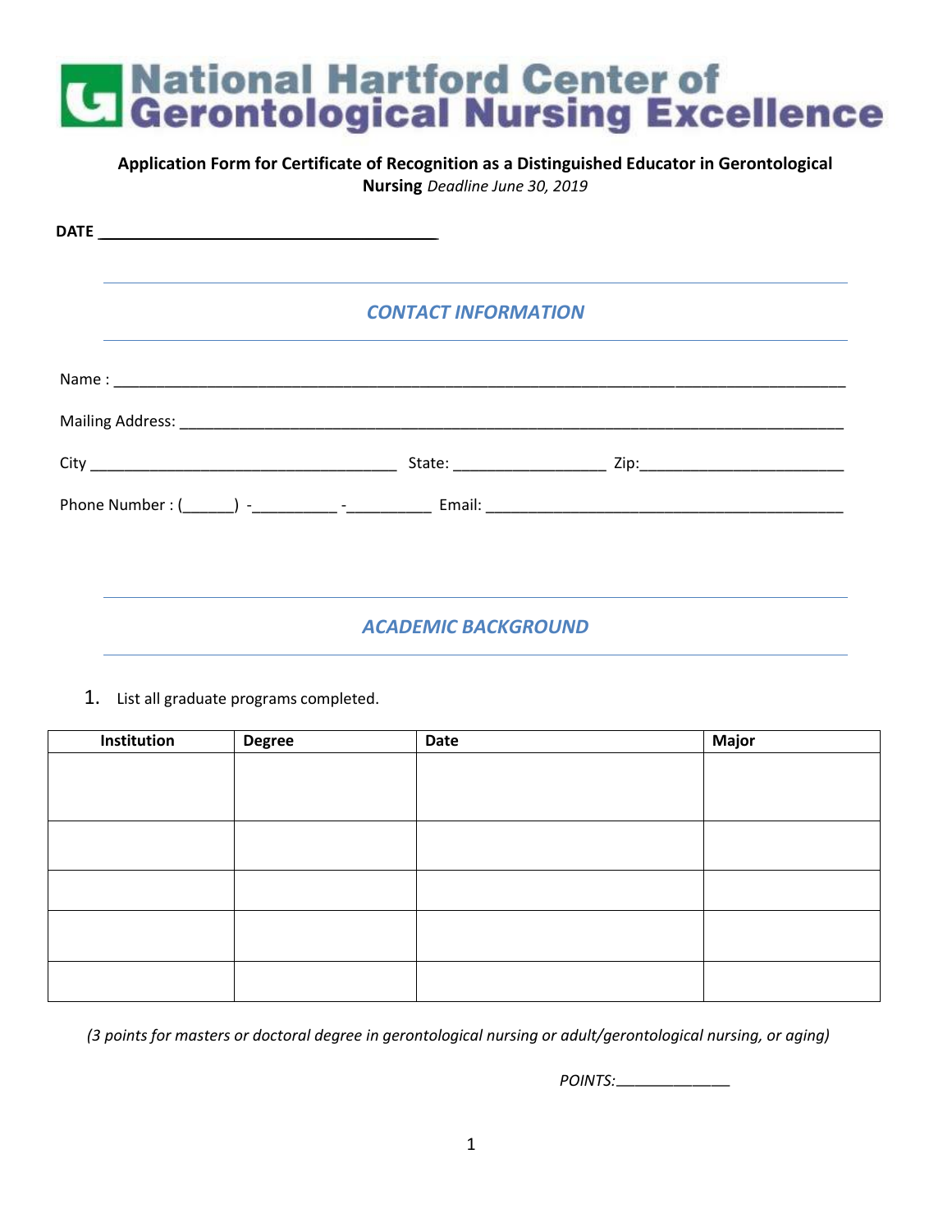# National Hartford Center of Gerontological Nursing Excellence

**Application Form for Certificate of Recognition as a Distinguished Educator in Gerontological Nursing** *Deadline June 30, 2019*

**DATE** ________________________________________

## *CONTACT INFORMATION*

Name : ________________________________________________________________________________

Mailing Address: ________________________________________________________________________

City ____________________________________ State: __________________ Zip:________________________

Phone Number : (______) -__________ -__________ Email: ____________________________________________

## *ACADEMIC BACKGROUND*

1. List all graduate programs completed.

| Institution | Degree | Date | Major |
|---|---|---|---|
| | | | |
| | | | |
| | | | |
| | | | |
| | | | |

*(3 points for masters or doctoral degree in gerontological nursing or adult/gerontological nursing, or aging)*

*POINTS:*_____________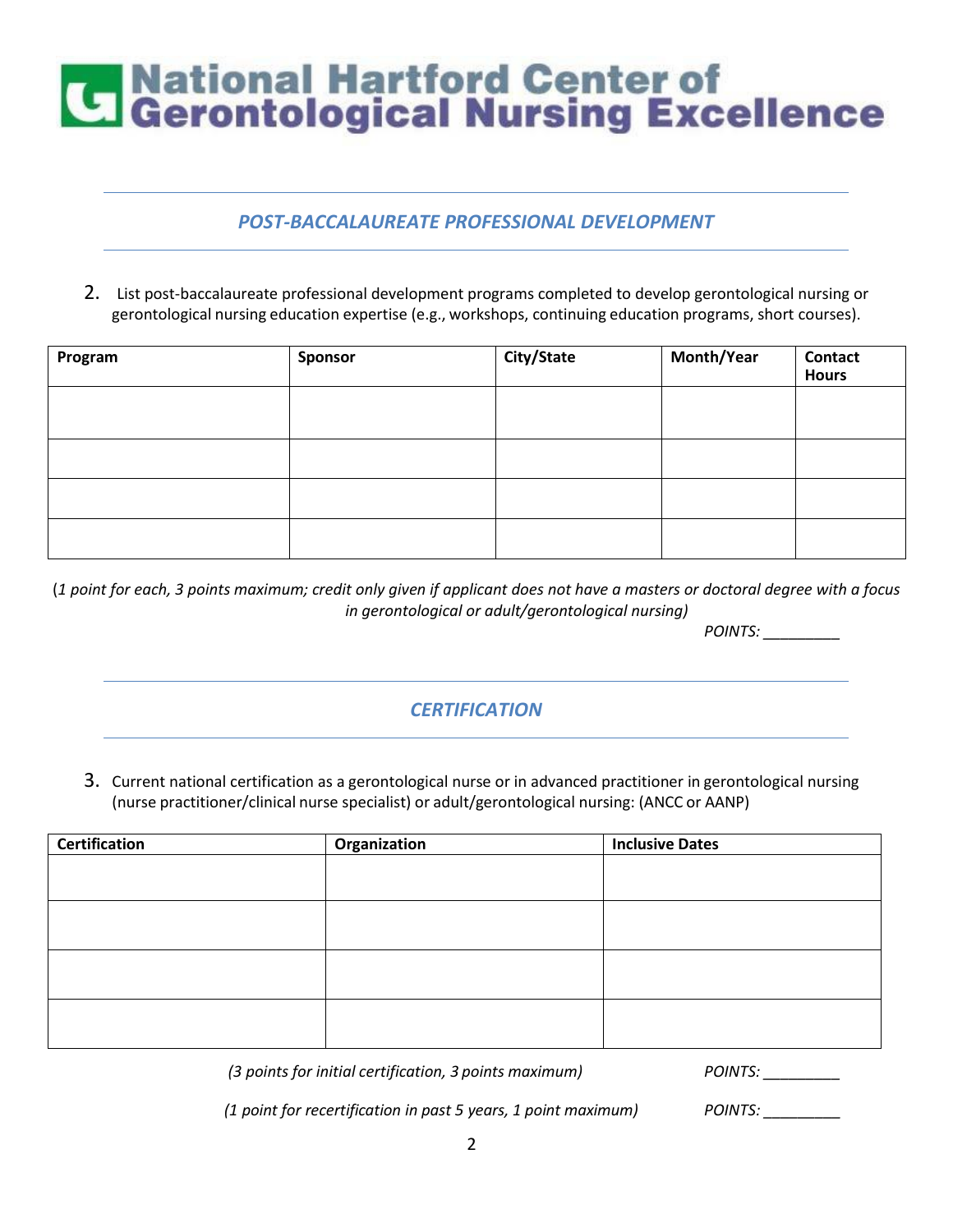# National Hartford Center of Gerontological Nursing Excellence

## *POST-BACCALAUREATE PROFESSIONAL DEVELOPMENT*

2. List post-baccalaureate professional development programs completed to develop gerontological nursing or gerontological nursing education expertise (e.g., workshops, continuing education programs, short courses).

| Program | Sponsor | City/State | Month/Year | Contact Hours |
|---|---|---|---|---|
| | | | | |
| | | | | |
| | | | | |
| | | | | |

(*1 point for each, 3 points maximum; credit only given if applicant does not have a masters or doctoral degree with a focus in gerontological or adult/gerontological nursing)*

*POINTS:* _________

## *CERTIFICATION*

3. Current national certification as a gerontological nurse or in advanced practitioner in gerontological nursing (nurse practitioner/clinical nurse specialist) or adult/gerontological nursing: (ANCC or AANP)

| Certification | Organization | Inclusive Dates |
|---|---|---|
| | | |
| | | |
| | | |
| | | |

*(3 points for initial certification, 3 points maximum)* *POINTS:* _________

*(1 point for recertification in past 5 years, 1 point maximum)* *POINTS:* _________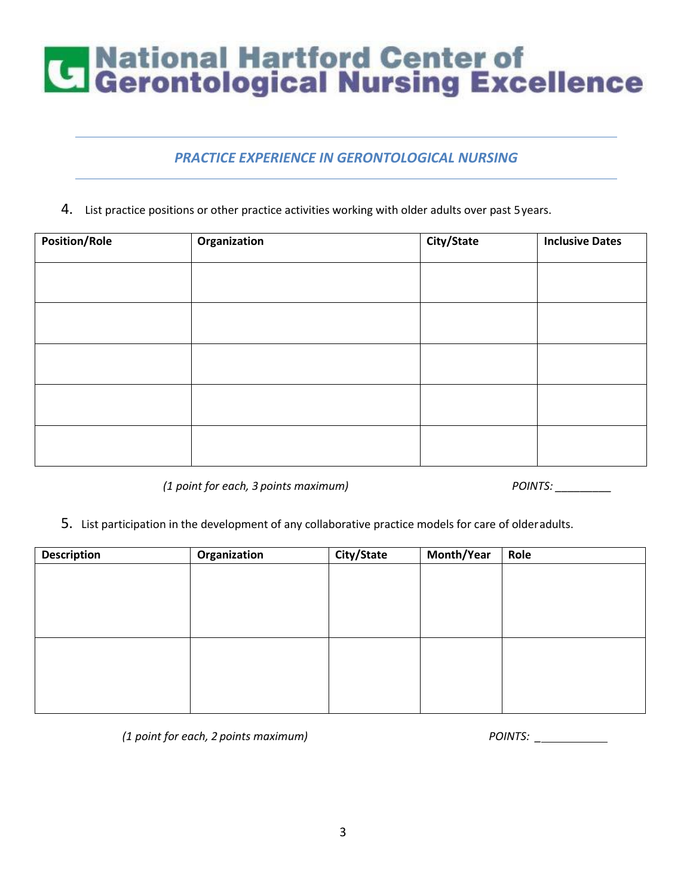# National Hartford Center of Gerontological Nursing Excellence

## *PRACTICE EXPERIENCE IN GERONTOLOGICAL NURSING*

4. List practice positions or other practice activities working with older adults over past 5 years.

| Position/Role | Organization | City/State | Inclusive Dates |
|---|---|---|---|
| | | | |
| | | | |
| | | | |
| | | | |
| | | | |

*(1 point for each, 3 points maximum)* *POINTS: _________*

5. List participation in the development of any collaborative practice models for care of older adults.

| Description | Organization | City/State | Month/Year | Role |
|---|---|---|---|---|
| | | | | |
| | | | | |

*(1 point for each, 2 points maximum)* *POINTS: ___________*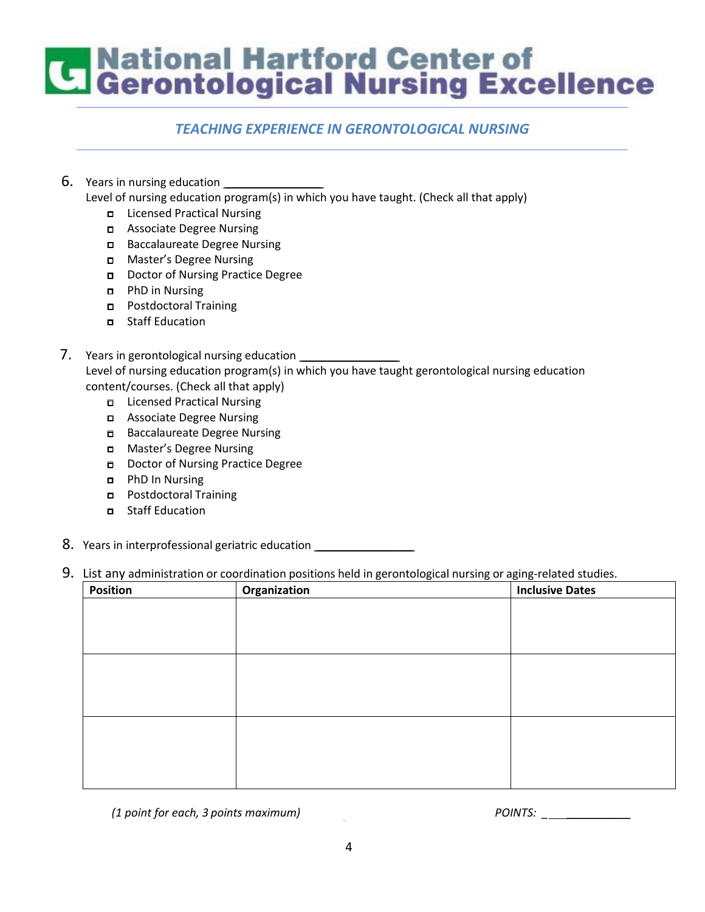# National Hartford Center of Gerontological Nursing Excellence

## *TEACHING EXPERIENCE IN GERONTOLOGICAL NURSING*

6. Years in nursing education ______________
   Level of nursing education program(s) in which you have taught. (Check all that apply)
   - ☐ Licensed Practical Nursing
   - ☐ Associate Degree Nursing
   - ☐ Baccalaureate Degree Nursing
   - ☐ Master's Degree Nursing
   - ☐ Doctor of Nursing Practice Degree
   - ☐ PhD in Nursing
   - ☐ Postdoctoral Training
   - ☐ Staff Education

7. Years in gerontological nursing education ______________
   Level of nursing education program(s) in which you have taught gerontological nursing education content/courses. (Check all that apply)
   - ☐ Licensed Practical Nursing
   - ☐ Associate Degree Nursing
   - ☐ Baccalaureate Degree Nursing
   - ☐ Master's Degree Nursing
   - ☐ Doctor of Nursing Practice Degree
   - ☐ PhD In Nursing
   - ☐ Postdoctoral Training
   - ☐ Staff Education

8. Years in interprofessional geriatric education ______________

9. List any administration or coordination positions held in gerontological nursing or aging-related studies.

| Position | Organization | Inclusive Dates |
| --- | --- | --- |
| | | |
| | | |
| | | |

*(1 point for each, 3 points maximum)* *POINTS:* ______________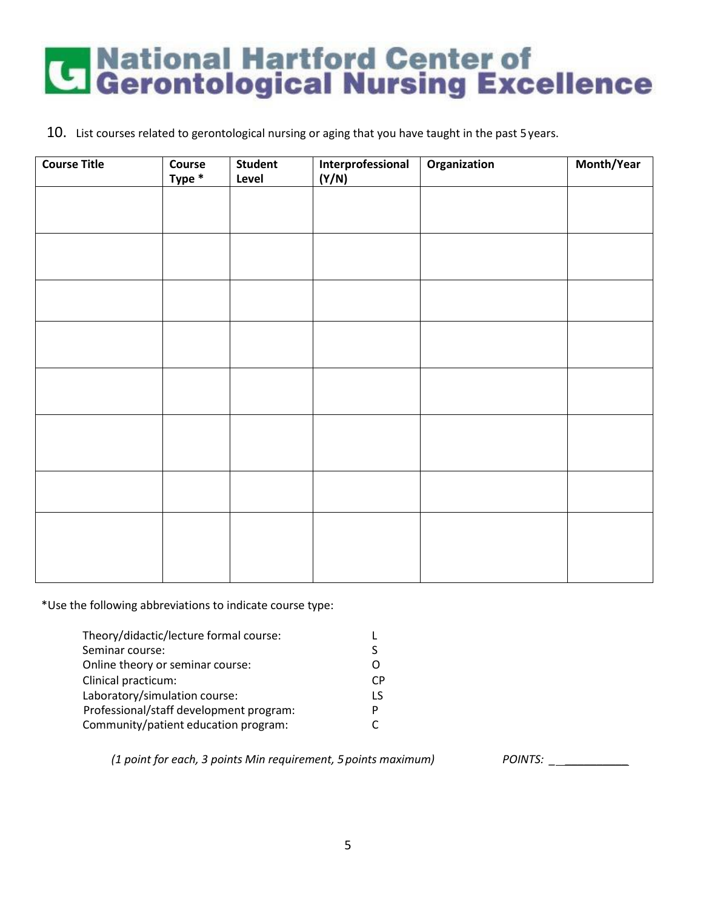# National Hartford Center of Gerontological Nursing Excellence

10. List courses related to gerontological nursing or aging that you have taught in the past 5 years.

| Course Title | Course Type * | Student Level | Interprofessional (Y/N) | Organization | Month/Year |
|---|---|---|---|---|---|
| | | | | | |
| | | | | | |
| | | | | | |
| | | | | | |
| | | | | | |
| | | | | | |
| | | | | | |
| | | | | | |

*Use the following abbreviations to indicate course type:

| | |
|---|---|
| Theory/didactic/lecture formal course: | L |
| Seminar course: | S |
| Online theory or seminar course: | O |
| Clinical practicum: | CP |
| Laboratory/simulation course: | LS |
| Professional/staff development program: | P |
| Community/patient education program: | C |

*(1 point for each, 3 points Min requirement, 5 points maximum)* *POINTS:* ___________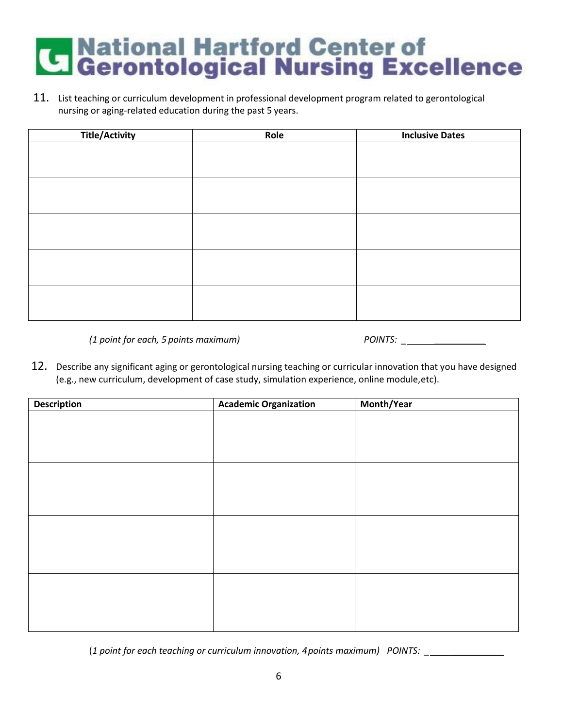# National Hartford Center of Gerontological Nursing Excellence

11. List teaching or curriculum development in professional development program related to gerontological nursing or aging-related education during the past 5 years.

| Title/Activity | Role | Inclusive Dates |
|---|---|---|
| | | |
| | | |
| | | |
| | | |
| | | |

*(1 point for each, 5 points maximum)* *POINTS: ___________*

12. Describe any significant aging or gerontological nursing teaching or curricular innovation that you have designed (e.g., new curriculum, development of case study, simulation experience, online module,etc).

| Description | Academic Organization | Month/Year |
|---|---|---|
| | | |
| | | |
| | | |
| | | |

(*1 point for each teaching or curriculum innovation, 4 points maximum) POINTS: ___________*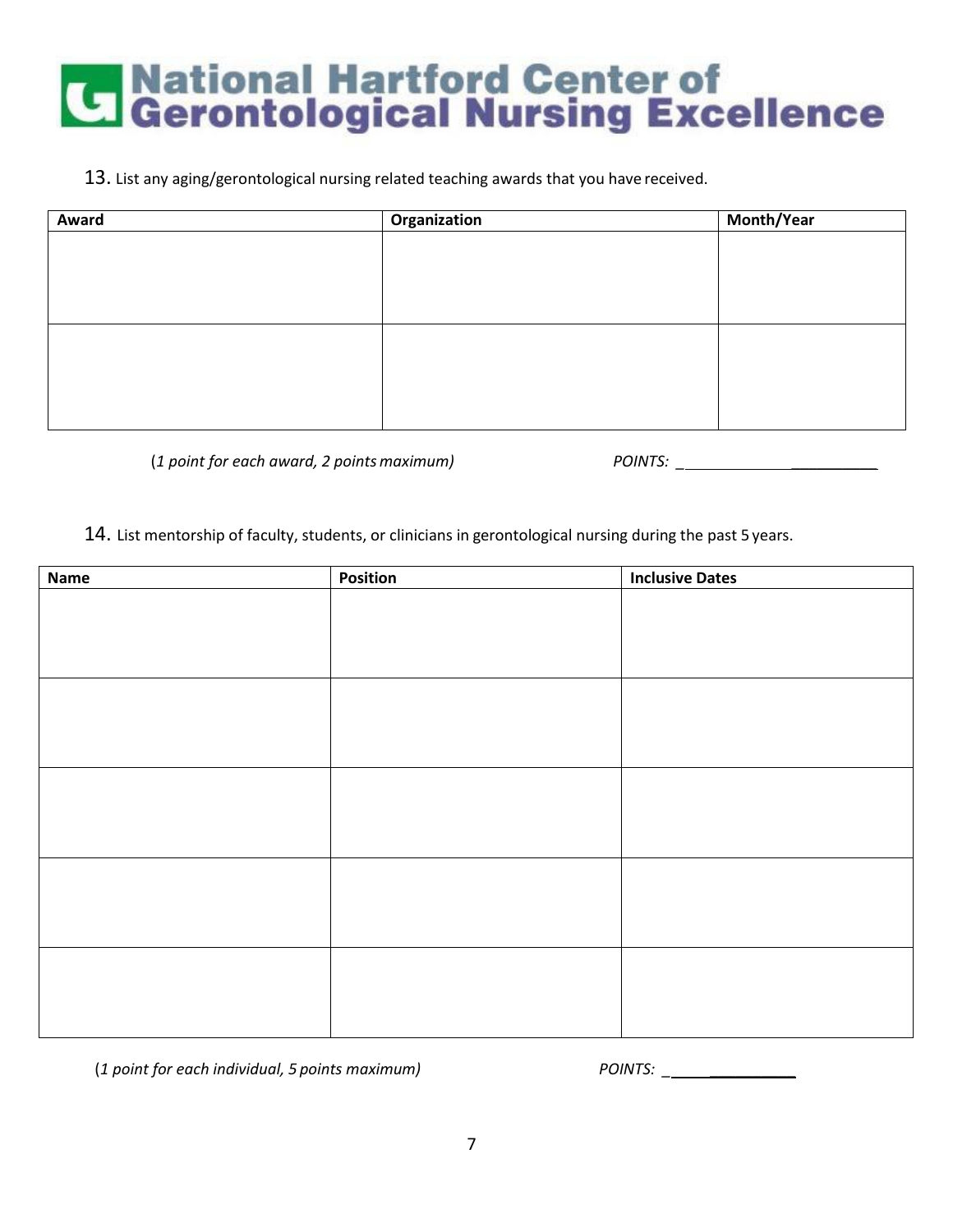# National Hartford Center of Gerontological Nursing Excellence

13. List any aging/gerontological nursing related teaching awards that you have received.

| Award | Organization | Month/Year |
|---|---|---|
| | | |
| | | |

(*1 point for each award, 2 points maximum*) *POINTS:* ________________________

14. List mentorship of faculty, students, or clinicians in gerontological nursing during the past 5 years.

| Name | Position | Inclusive Dates |
|---|---|---|
| | | |
| | | |
| | | |
| | | |
| | | |

(*1 point for each individual, 5 points maximum*) *POINTS:* ________________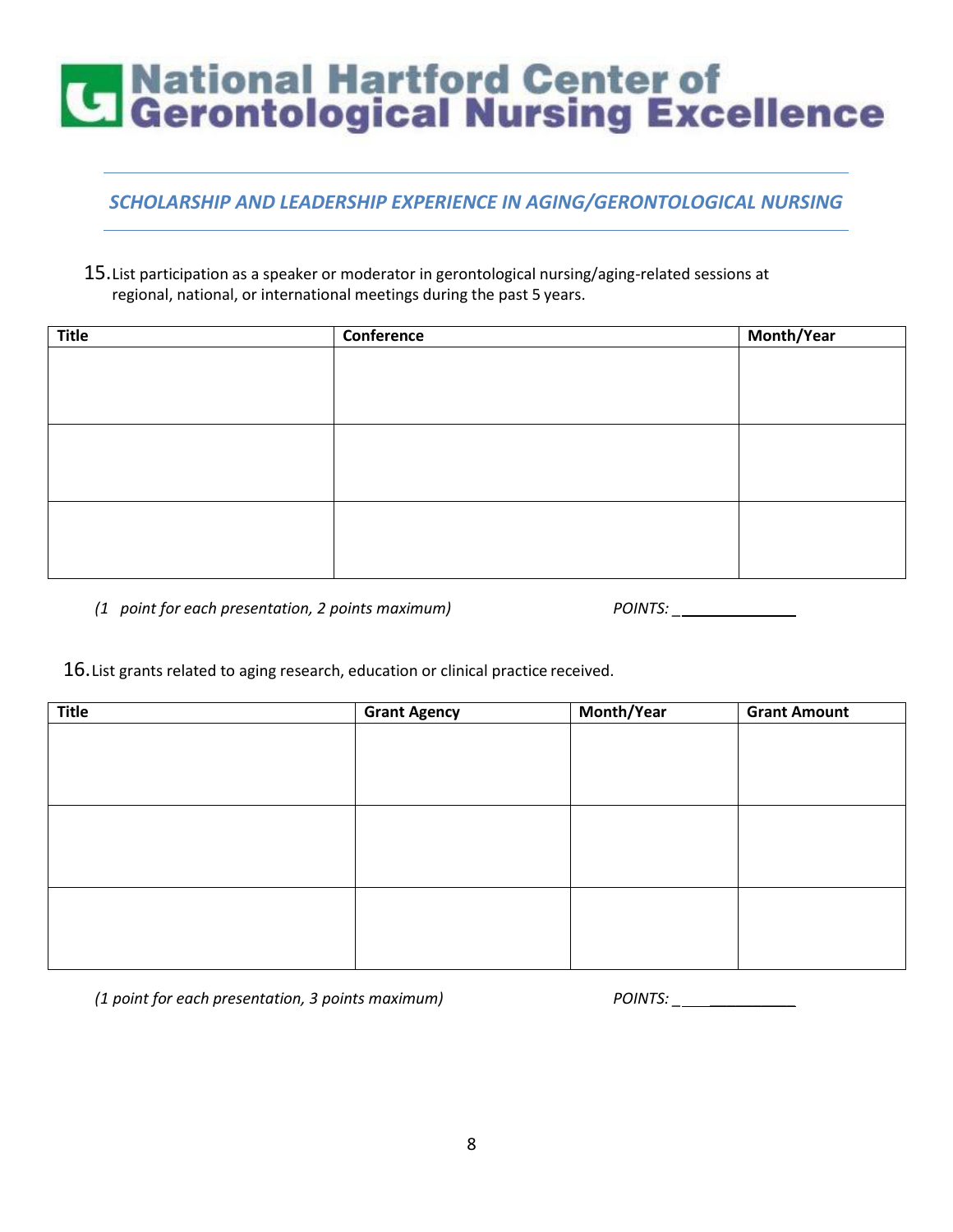# National Hartford Center of Gerontological Nursing Excellence

## *SCHOLARSHIP AND LEADERSHIP EXPERIENCE IN AGING/GERONTOLOGICAL NURSING*

15. List participation as a speaker or moderator in gerontological nursing/aging-related sessions at regional, national, or international meetings during the past 5 years.

| Title | Conference | Month/Year |
|---|---|---|
| | | |
| | | |
| | | |

*(1 point for each presentation, 2 points maximum)* *POINTS:* _______________

16. List grants related to aging research, education or clinical practice received.

| Title | Grant Agency | Month/Year | Grant Amount |
|---|---|---|---|
| | | | |
| | | | |
| | | | |

*(1 point for each presentation, 3 points maximum)* *POINTS:* _______________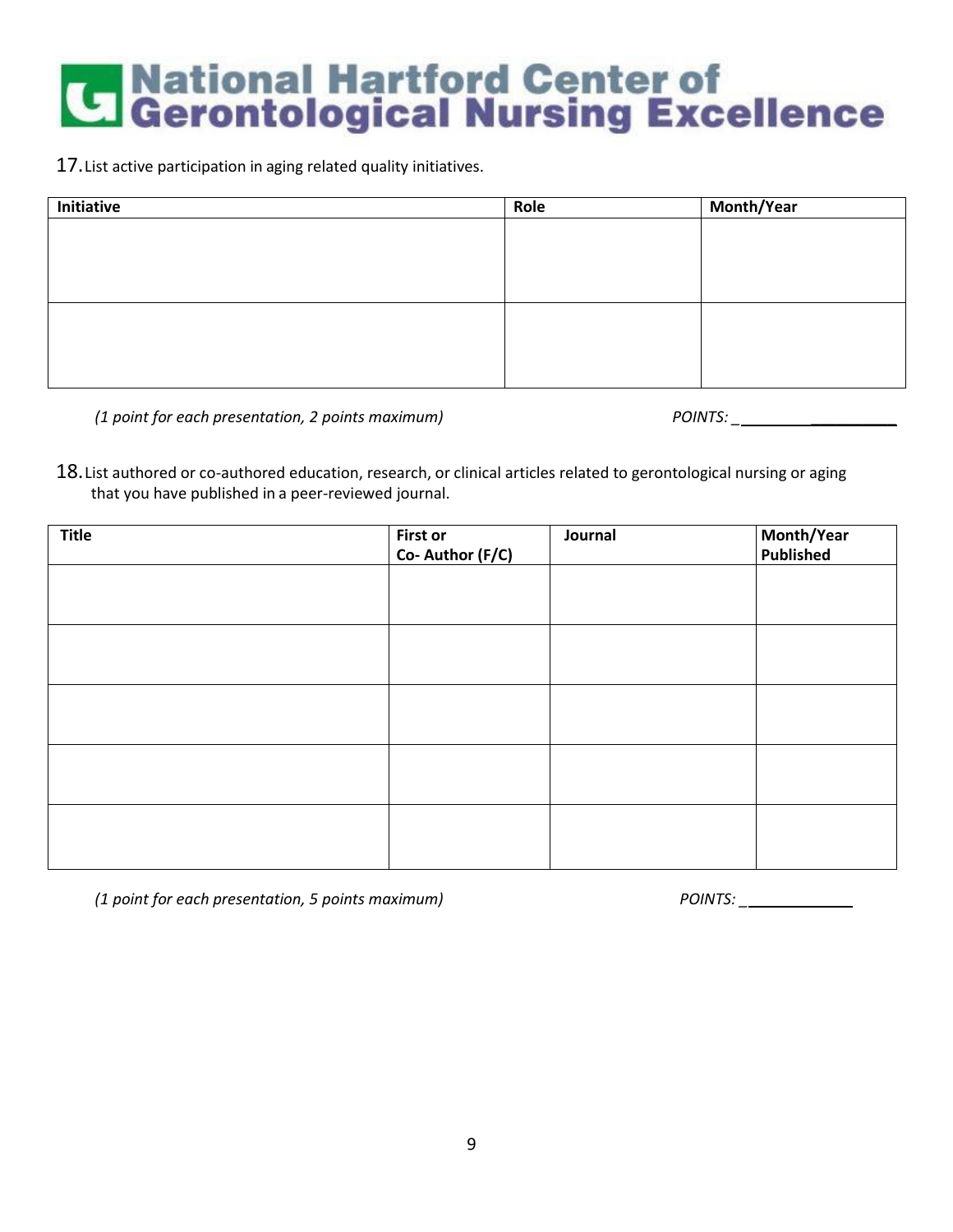17. List active participation in aging related quality initiatives.

| Initiative | Role | Month/Year |
|---|---|---|
| | | |
| | | |

*(1 point for each presentation, 2 points maximum)* POINTS: ____________

18. List authored or co-authored education, research, or clinical articles related to gerontological nursing or aging that you have published in a peer-reviewed journal.

| Title | First or Co- Author (F/C) | Journal | Month/Year Published |
|---|---|---|---|
| | | | |
| | | | |
| | | | |
| | | | |
| | | | |

*(1 point for each presentation, 5 points maximum)* POINTS: ____________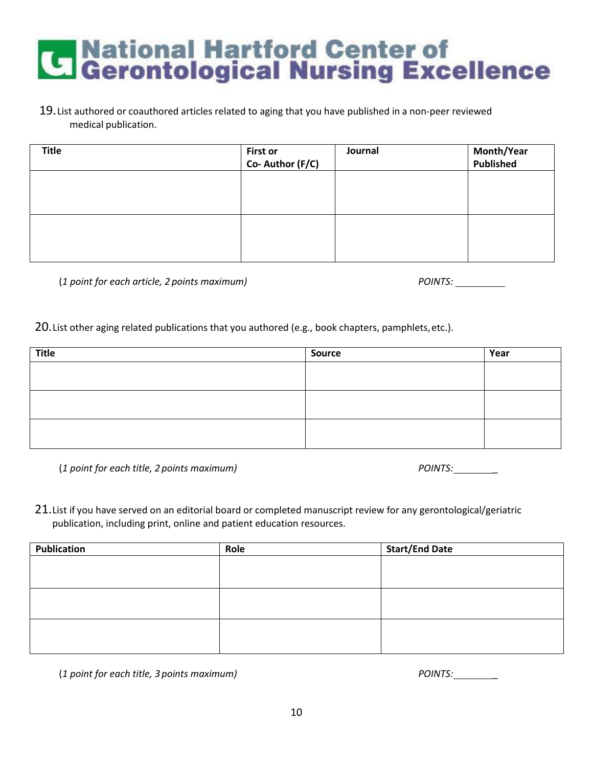# National Hartford Center of Gerontological Nursing Excellence

19. List authored or coauthored articles related to aging that you have published in a non-peer reviewed medical publication.

| Title | First or Co- Author (F/C) | Journal | Month/Year Published |
|---|---|---|---|
| | | | |
| | | | |

(*1 point for each article, 2 points maximum)* *POINTS:* ________

20. List other aging related publications that you authored (e.g., book chapters, pamphlets, etc.).

| Title | Source | Year |
|---|---|---|
| | | |
| | | |
| | | |

(*1 point for each title, 2 points maximum)* *POINTS:* ________

21. List if you have served on an editorial board or completed manuscript review for any gerontological/geriatric publication, including print, online and patient education resources.

| Publication | Role | Start/End Date |
|---|---|---|
| | | |
| | | |
| | | |

(*1 point for each title, 3 points maximum)* *POINTS:* ________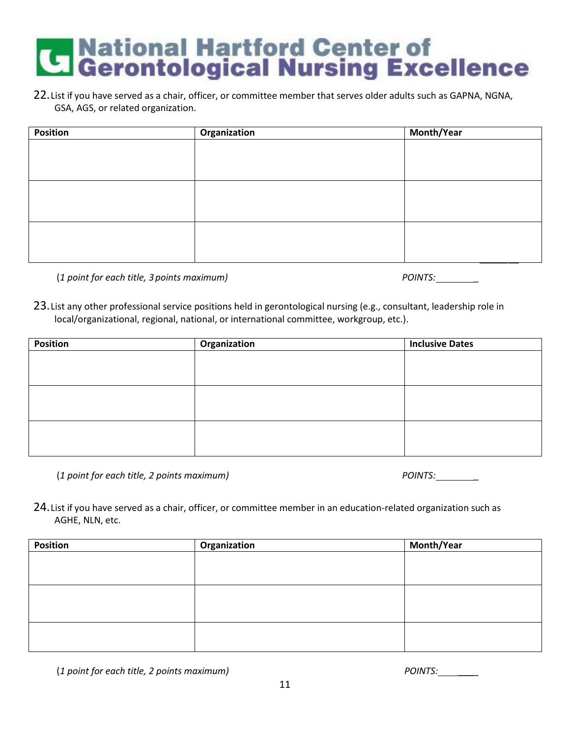22. List if you have served as a chair, officer, or committee member that serves older adults such as GAPNA, NGNA, GSA, AGS, or related organization.

| Position | Organization | Month/Year |
| --- | --- | --- |
| | | |
| | | |
| | | |

(*1 point for each title, 3 points maximum*) *POINTS:*________

23. List any other professional service positions held in gerontological nursing (e.g., consultant, leadership role in local/organizational, regional, national, or international committee, workgroup, etc.).

| Position | Organization | Inclusive Dates |
| --- | --- | --- |
| | | |
| | | |
| | | |

(*1 point for each title, 2 points maximum*) *POINTS:*________

24. List if you have served as a chair, officer, or committee member in an education-related organization such as AGHE, NLN, etc.

| Position | Organization | Month/Year |
| --- | --- | --- |
| | | |
| | | |
| | | |

(*1 point for each title, 2 points maximum*) *POINTS:*________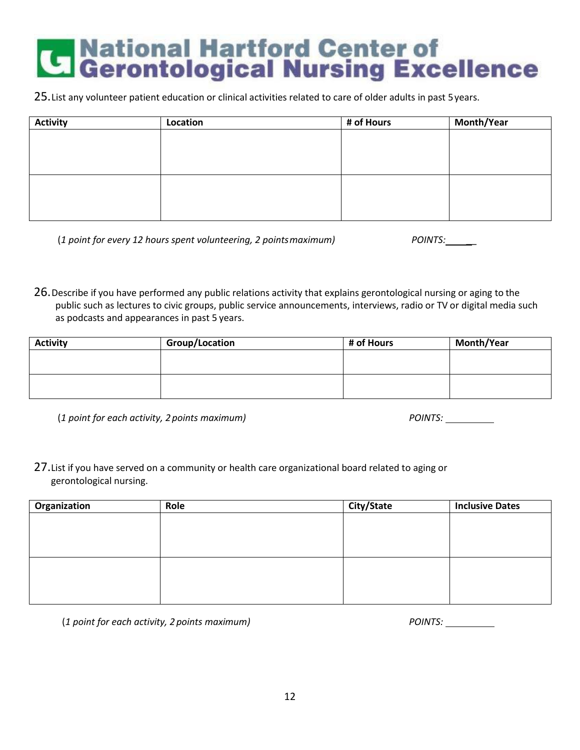# National Hartford Center of Gerontological Nursing Excellence

25. List any volunteer patient education or clinical activities related to care of older adults in past 5 years.

| Activity | Location | # of Hours | Month/Year |
|---|---|---|---|
| | | | |
| | | | |

(*1 point for every 12 hours spent volunteering, 2 points maximum)* *POINTS:* ______

26. Describe if you have performed any public relations activity that explains gerontological nursing or aging to the public such as lectures to civic groups, public service announcements, interviews, radio or TV or digital media such as podcasts and appearances in past 5 years.

| Activity | Group/Location | # of Hours | Month/Year |
|---|---|---|---|
| | | | |
| | | | |

(*1 point for each activity, 2 points maximum)* *POINTS:* ______

27. List if you have served on a community or health care organizational board related to aging or gerontological nursing.

| Organization | Role | City/State | Inclusive Dates |
|---|---|---|---|
| | | | |
| | | | |

(*1 point for each activity, 2 points maximum)* *POINTS:* ______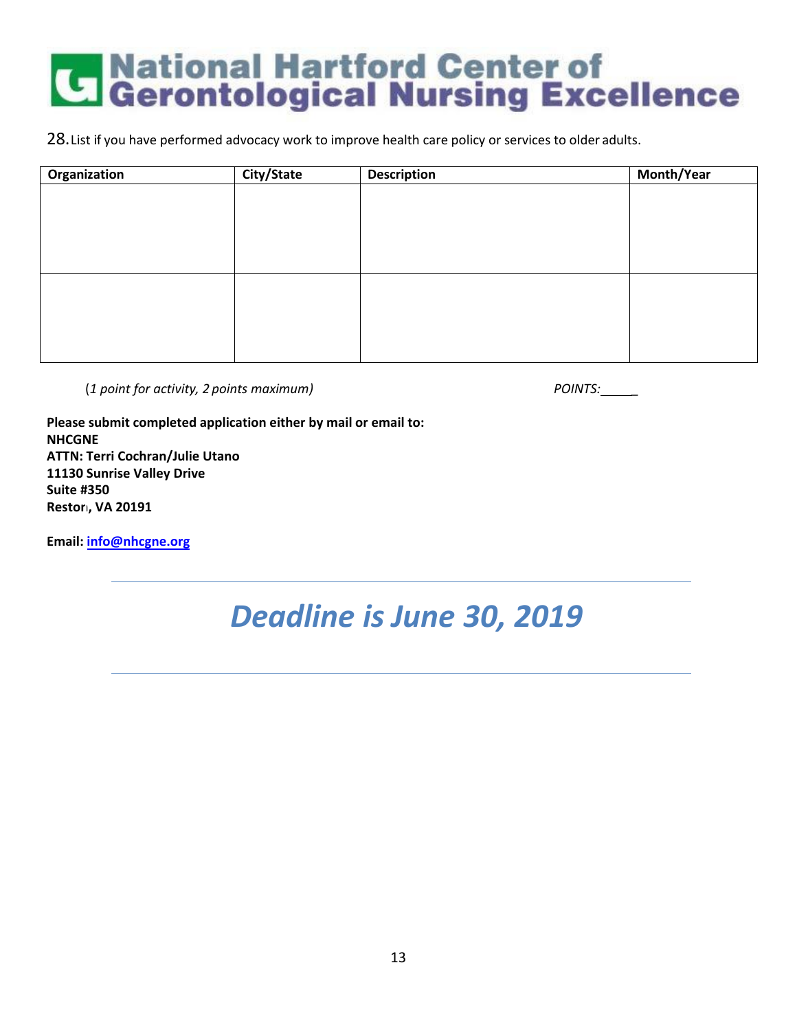# National Hartford Center of Gerontological Nursing Excellence

28. List if you have performed advocacy work to improve health care policy or services to older adults.

| Organization | City/State | Description | Month/Year |
|---|---|---|---|
| | | | |
| | | | |

(*1 point for activity, 2 points maximum*) *POINTS:*_____

**Please submit completed application either by mail or email to:**
**NHCGNE**
**ATTN: Terri Cochran/Julie Utano**
**11130 Sunrise Valley Drive**
**Suite #350**
**Reston, VA 20191**

**Email: info@nhcgne.org**

---

## *Deadline is June 30, 2019*

---